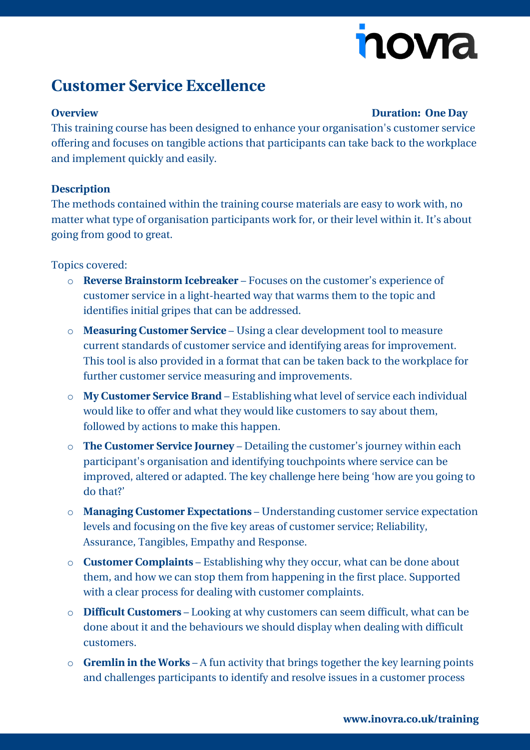# Customer Service Excellence

**Overview** **Duration: One Day**

This training course has been designed to enhance your organisation's customer service offering and focuses on tangible actions that participants can take back to the workplace and implement quickly and easily.

**Description**

The methods contained within the training course materials are easy to work with, no matter what type of organisation participants work for, or their level within it. It's about going from good to great.

Topics covered:

- **Reverse Brainstorm Icebreaker** – Focuses on the customer's experience of customer service in a light-hearted way that warms them to the topic and identifies initial gripes that can be addressed.
- **Measuring Customer Service** – Using a clear development tool to measure current standards of customer service and identifying areas for improvement. This tool is also provided in a format that can be taken back to the workplace for further customer service measuring and improvements.
- **My Customer Service Brand** – Establishing what level of service each individual would like to offer and what they would like customers to say about them, followed by actions to make this happen.
- **The Customer Service Journey** – Detailing the customer's journey within each participant's organisation and identifying touchpoints where service can be improved, altered or adapted. The key challenge here being 'how are you going to do that?'
- **Managing Customer Expectations** – Understanding customer service expectation levels and focusing on the five key areas of customer service; Reliability, Assurance, Tangibles, Empathy and Response.
- **Customer Complaints** – Establishing why they occur, what can be done about them, and how we can stop them from happening in the first place. Supported with a clear process for dealing with customer complaints.
- **Difficult Customers** – Looking at why customers can seem difficult, what can be done about it and the behaviours we should display when dealing with difficult customers.
- **Gremlin in the Works** – A fun activity that brings together the key learning points and challenges participants to identify and resolve issues in a customer process

**www.inovra.co.uk/training**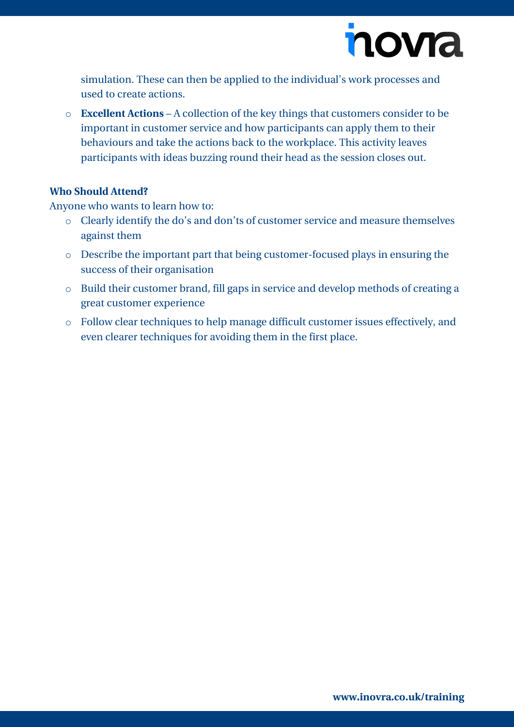simulation. These can then be applied to the individual's work processes and used to create actions.

- **Excellent Actions** – A collection of the key things that customers consider to be important in customer service and how participants can apply them to their behaviours and take the actions back to the workplace. This activity leaves participants with ideas buzzing round their head as the session closes out.

**Who Should Attend?**

Anyone who wants to learn how to:

- Clearly identify the do's and don'ts of customer service and measure themselves against them
- Describe the important part that being customer-focused plays in ensuring the success of their organisation
- Build their customer brand, fill gaps in service and develop methods of creating a great customer experience
- Follow clear techniques to help manage difficult customer issues effectively, and even clearer techniques for avoiding them in the first place.